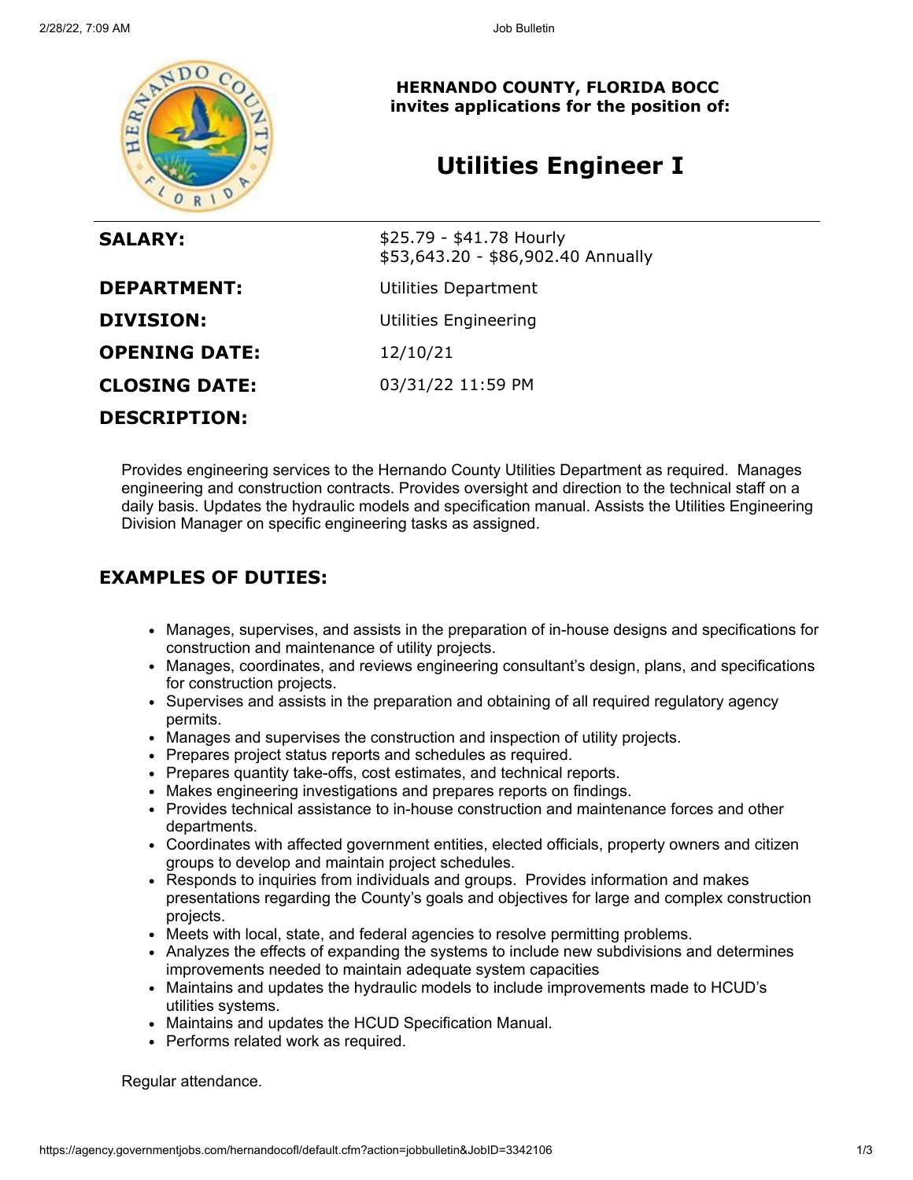**HERNANDO COUNTY, FLORIDA BOCC**
**invites applications for the position of:**

# Utilities Engineer I

| | |
|---|---|
| **SALARY:** | $25.79 - $41.78 Hourly<br>$53,643.20 - $86,902.40 Annually |
| **DEPARTMENT:** | Utilities Department |
| **DIVISION:** | Utilities Engineering |
| **OPENING DATE:** | 12/10/21 |
| **CLOSING DATE:** | 03/31/22 11:59 PM |

## DESCRIPTION:

Provides engineering services to the Hernando County Utilities Department as required. Manages engineering and construction contracts. Provides oversight and direction to the technical staff on a daily basis. Updates the hydraulic models and specification manual. Assists the Utilities Engineering Division Manager on specific engineering tasks as assigned.

## EXAMPLES OF DUTIES:

- Manages, supervises, and assists in the preparation of in-house designs and specifications for construction and maintenance of utility projects.
- Manages, coordinates, and reviews engineering consultant's design, plans, and specifications for construction projects.
- Supervises and assists in the preparation and obtaining of all required regulatory agency permits.
- Manages and supervises the construction and inspection of utility projects.
- Prepares project status reports and schedules as required.
- Prepares quantity take-offs, cost estimates, and technical reports.
- Makes engineering investigations and prepares reports on findings.
- Provides technical assistance to in-house construction and maintenance forces and other departments.
- Coordinates with affected government entities, elected officials, property owners and citizen groups to develop and maintain project schedules.
- Responds to inquiries from individuals and groups. Provides information and makes presentations regarding the County's goals and objectives for large and complex construction projects.
- Meets with local, state, and federal agencies to resolve permitting problems.
- Analyzes the effects of expanding the systems to include new subdivisions and determines improvements needed to maintain adequate system capacities
- Maintains and updates the hydraulic models to include improvements made to HCUD's utilities systems.
- Maintains and updates the HCUD Specification Manual.
- Performs related work as required.

Regular attendance.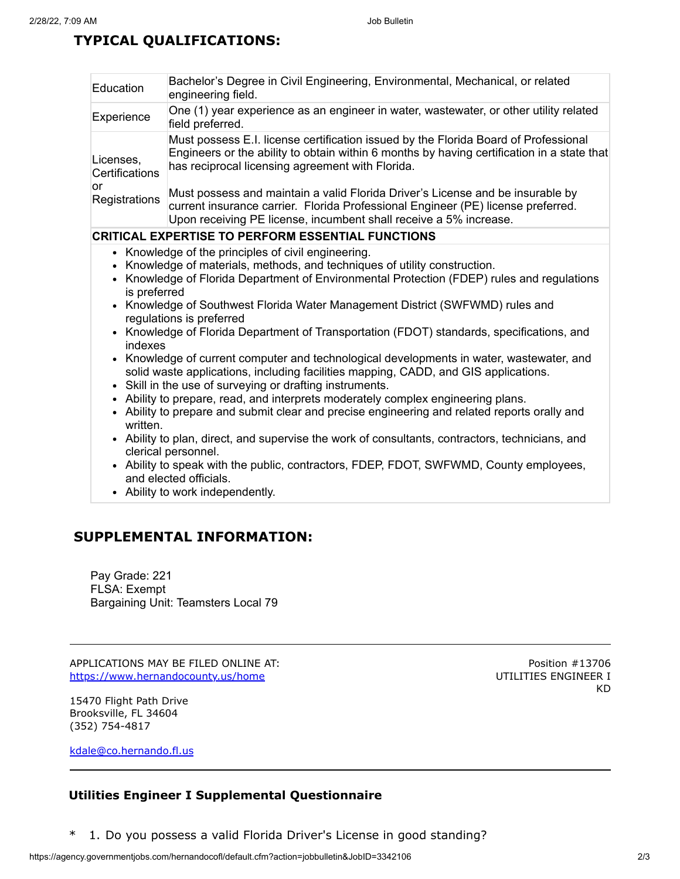## TYPICAL QUALIFICATIONS:

| | |
|---|---|
| Education | Bachelor's Degree in Civil Engineering, Environmental, Mechanical, or related engineering field. |
| Experience | One (1) year experience as an engineer in water, wastewater, or other utility related field preferred. |
| Licenses, Certifications or Registrations | Must possess E.I. license certification issued by the Florida Board of Professional Engineers or the ability to obtain within 6 months by having certification in a state that has reciprocal licensing agreement with Florida.<br><br>Must possess and maintain a valid Florida Driver's License and be insurable by current insurance carrier. Florida Professional Engineer (PE) license preferred. Upon receiving PE license, incumbent shall receive a 5% increase. |

**CRITICAL EXPERTISE TO PERFORM ESSENTIAL FUNCTIONS**

- Knowledge of the principles of civil engineering.
- Knowledge of materials, methods, and techniques of utility construction.
- Knowledge of Florida Department of Environmental Protection (FDEP) rules and regulations is preferred
- Knowledge of Southwest Florida Water Management District (SWFWMD) rules and regulations is preferred
- Knowledge of Florida Department of Transportation (FDOT) standards, specifications, and indexes
- Knowledge of current computer and technological developments in water, wastewater, and solid waste applications, including facilities mapping, CADD, and GIS applications.
- Skill in the use of surveying or drafting instruments.
- Ability to prepare, read, and interprets moderately complex engineering plans.
- Ability to prepare and submit clear and precise engineering and related reports orally and written.
- Ability to plan, direct, and supervise the work of consultants, contractors, technicians, and clerical personnel.
- Ability to speak with the public, contractors, FDEP, FDOT, SWFWMD, County employees, and elected officials.
- Ability to work independently.

## SUPPLEMENTAL INFORMATION:

Pay Grade: 221
FLSA: Exempt
Bargaining Unit: Teamsters Local 79

---

APPLICATIONS MAY BE FILED ONLINE AT:
https://www.hernandocounty.us/home

15470 Flight Path Drive
Brooksville, FL 34604
(352) 754-4817

kdale@co.hernando.fl.us

Position #13706
UTILITIES ENGINEER I
KD

---

### Utilities Engineer I Supplemental Questionnaire

\* 1. Do you possess a valid Florida Driver's License in good standing?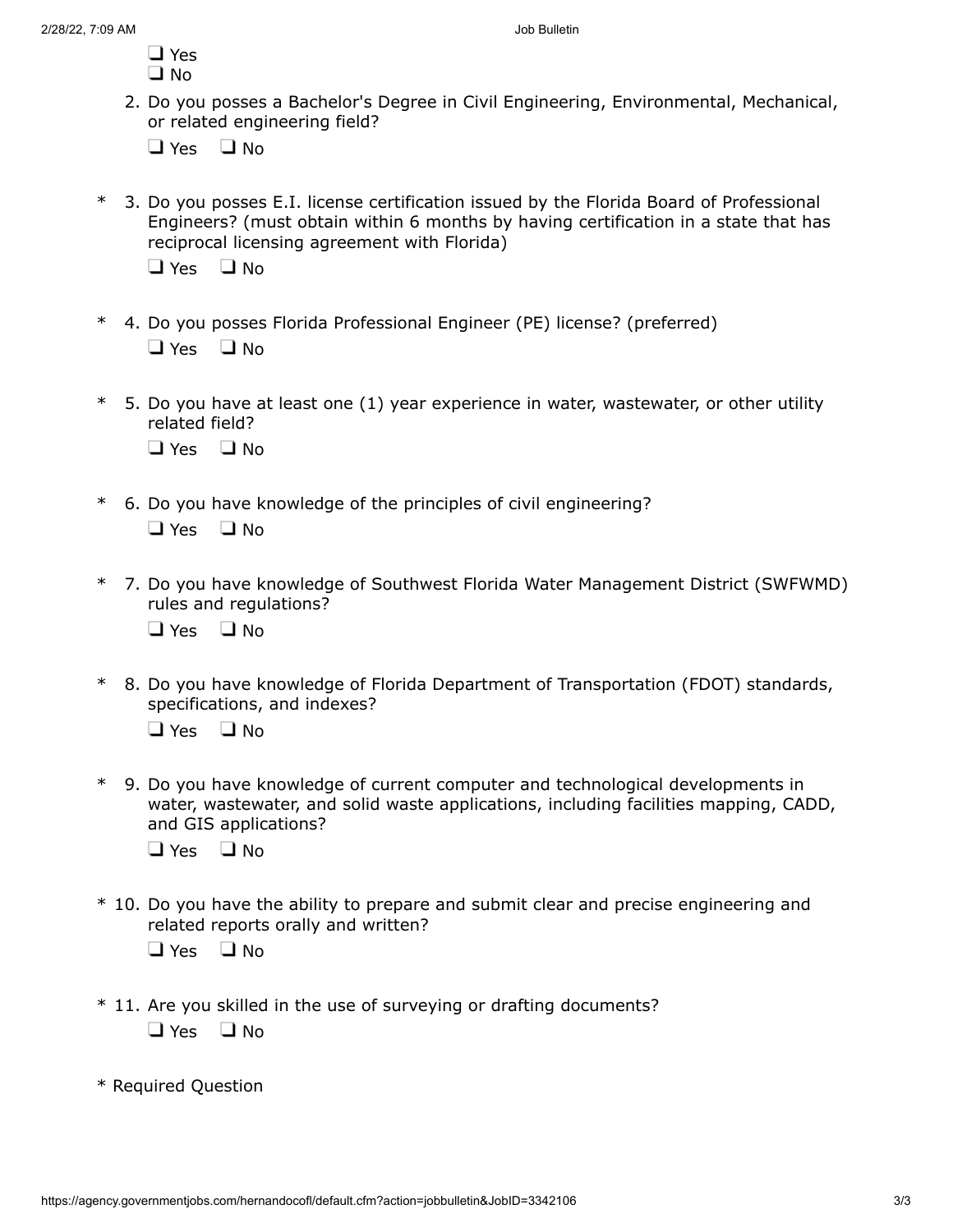❑ Yes
❑ No

2. Do you posses a Bachelor's Degree in Civil Engineering, Environmental, Mechanical, or related engineering field?

   ❑ Yes ❑ No

\* 3. Do you posses E.I. license certification issued by the Florida Board of Professional Engineers? (must obtain within 6 months by having certification in a state that has reciprocal licensing agreement with Florida)

   ❑ Yes ❑ No

\* 4. Do you posses Florida Professional Engineer (PE) license? (preferred)

   ❑ Yes ❑ No

\* 5. Do you have at least one (1) year experience in water, wastewater, or other utility related field?

   ❑ Yes ❑ No

\* 6. Do you have knowledge of the principles of civil engineering?

   ❑ Yes ❑ No

\* 7. Do you have knowledge of Southwest Florida Water Management District (SWFWMD) rules and regulations?

   ❑ Yes ❑ No

\* 8. Do you have knowledge of Florida Department of Transportation (FDOT) standards, specifications, and indexes?

   ❑ Yes ❑ No

\* 9. Do you have knowledge of current computer and technological developments in water, wastewater, and solid waste applications, including facilities mapping, CADD, and GIS applications?

   ❑ Yes ❑ No

\* 10. Do you have the ability to prepare and submit clear and precise engineering and related reports orally and written?

   ❑ Yes ❑ No

\* 11. Are you skilled in the use of surveying or drafting documents?

   ❑ Yes ❑ No

\* Required Question